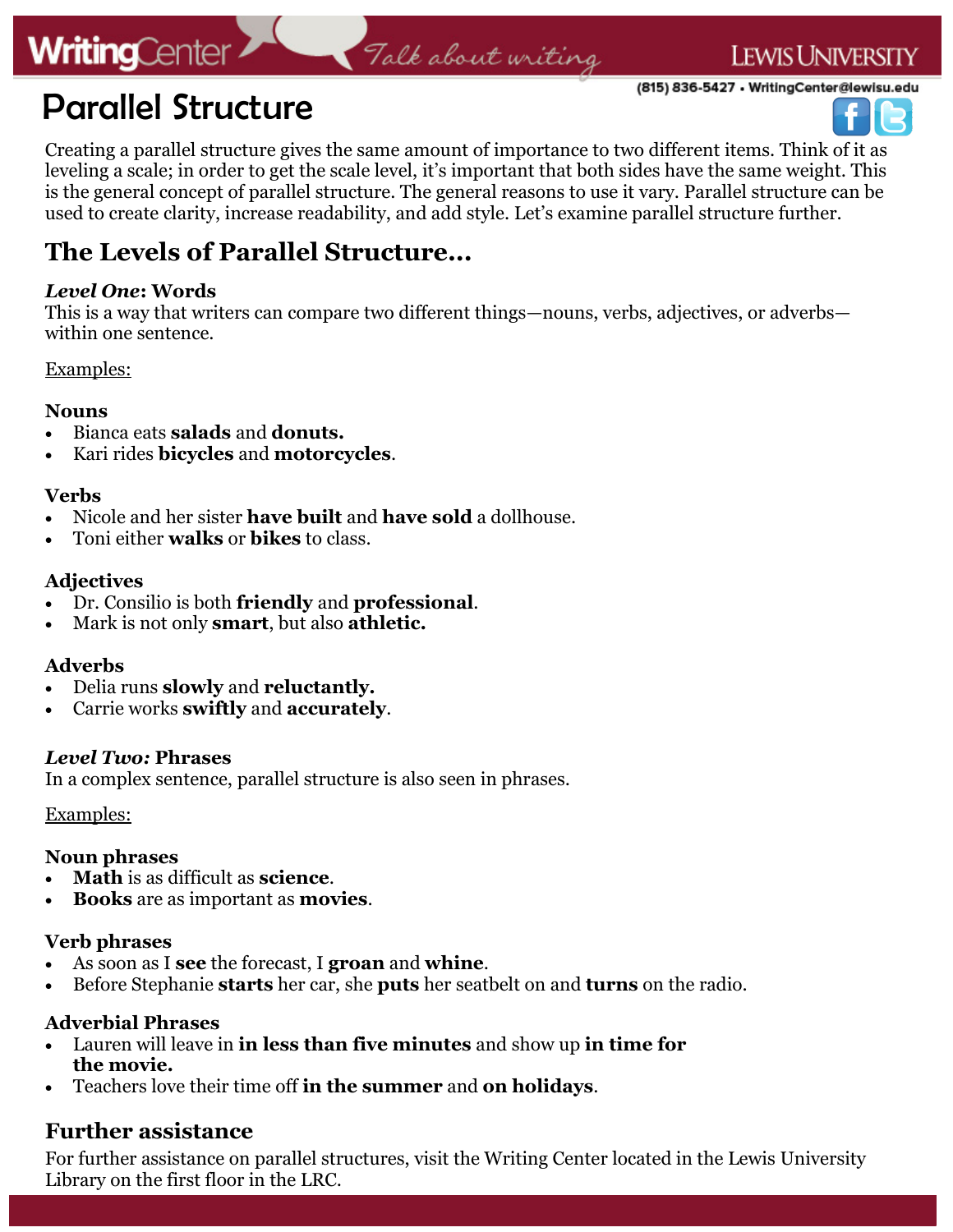# Parallel Structure

Creating a parallel structure gives the same amount of importance to two different items. Think of it as leveling a scale; in order to get the scale level, it's important that both sides have the same weight. This is the general concept of parallel structure. The general reasons to use it vary. Parallel structure can be used to create clarity, increase readability, and add style. Let's examine parallel structure further.

## The Levels of Parallel Structure…

***Level One*: Words**

This is a way that writers can compare two different things—nouns, verbs, adjectives, or adverbs—within one sentence.

Examples:

**Nouns**

- Bianca eats **salads** and **donuts.**
- Kari rides **bicycles** and **motorcycles**.

**Verbs**

- Nicole and her sister **have built** and **have sold** a dollhouse.
- Toni either **walks** or **bikes** to class.

**Adjectives**

- Dr. Consilio is both **friendly** and **professional**.
- Mark is not only **smart**, but also **athletic.**

**Adverbs**

- Delia runs **slowly** and **reluctantly.**
- Carrie works **swiftly** and **accurately**.

***Level Two:* Phrases**

In a complex sentence, parallel structure is also seen in phrases.

Examples:

**Noun phrases**

- **Math** is as difficult as **science**.
- **Books** are as important as **movies**.

**Verb phrases**

- As soon as I **see** the forecast, I **groan** and **whine**.
- Before Stephanie **starts** her car, she **puts** her seatbelt on and **turns** on the radio.

**Adverbial Phrases**

- Lauren will leave in **in less than five minutes** and show up **in time for the movie.**
- Teachers love their time off **in the summer** and **on holidays**.

## Further assistance

For further assistance on parallel structures, visit the Writing Center located in the Lewis University Library on the first floor in the LRC.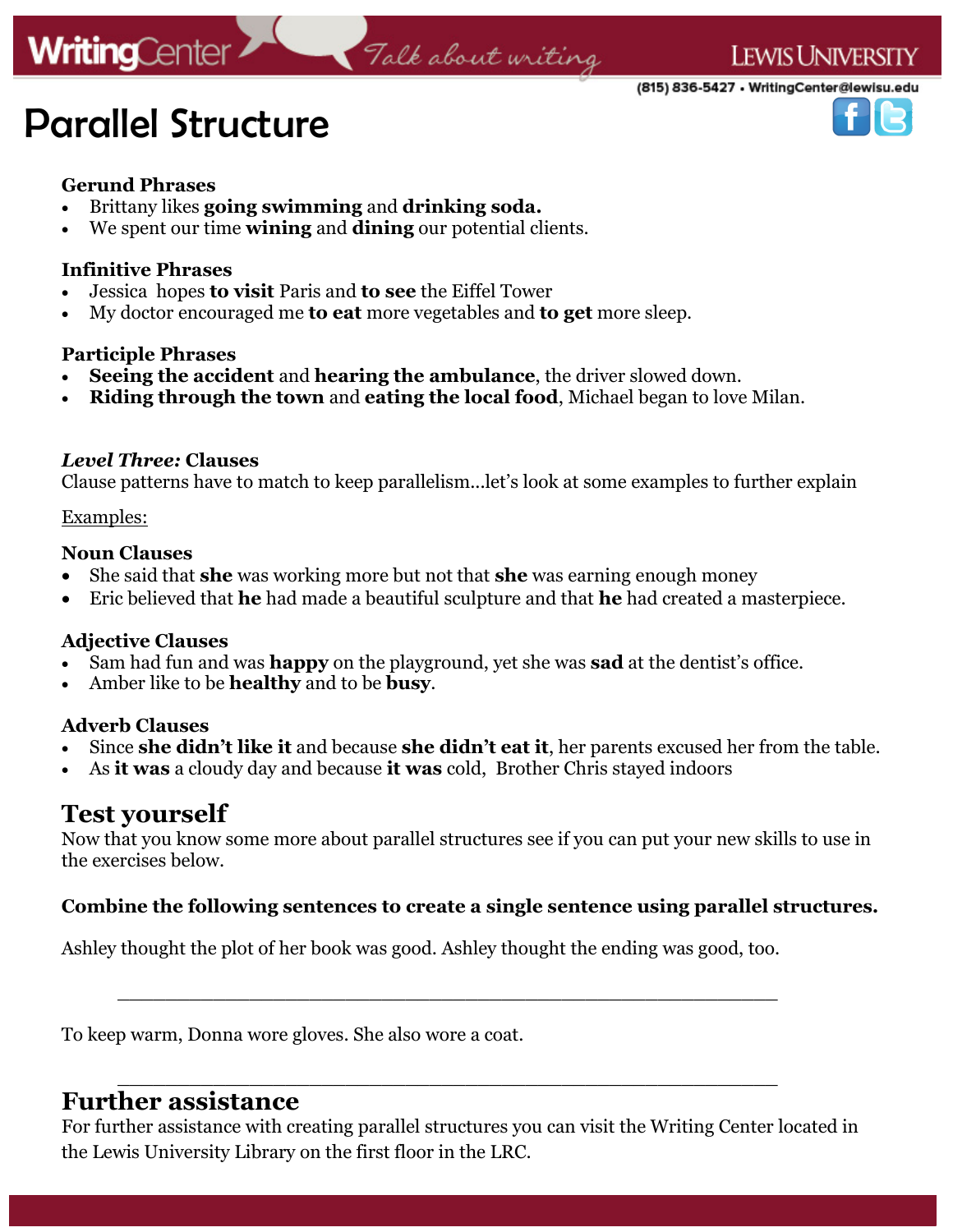# Parallel Structure

### Gerund Phrases

- Brittany likes **going swimming** and **drinking soda.**
- We spent our time **wining** and **dining** our potential clients.

### Infinitive Phrases

- Jessica hopes **to visit** Paris and **to see** the Eiffel Tower
- My doctor encouraged me **to eat** more vegetables and **to get** more sleep.

### Participle Phrases

- **Seeing the accident** and **hearing the ambulance**, the driver slowed down.
- **Riding through the town** and **eating the local food**, Michael began to love Milan.

### *Level Three:* Clauses

Clause patterns have to match to keep parallelism…let's look at some examples to further explain

Examples:

### Noun Clauses

- She said that **she** was working more but not that **she** was earning enough money
- Eric believed that **he** had made a beautiful sculpture and that **he** had created a masterpiece.

### Adjective Clauses

- Sam had fun and was **happy** on the playground, yet she was **sad** at the dentist's office.
- Amber like to be **healthy** and to be **busy**.

### Adverb Clauses

- Since **she didn't like it** and because **she didn't eat it**, her parents excused her from the table.
- As **it was** a cloudy day and because **it was** cold, Brother Chris stayed indoors

## Test yourself

Now that you know some more about parallel structures see if you can put your new skills to use in the exercises below.

**Combine the following sentences to create a single sentence using parallel structures.**

Ashley thought the plot of her book was good. Ashley thought the ending was good, too.

\_\_\_\_\_\_\_\_\_\_\_\_\_\_\_\_\_\_\_\_\_\_\_\_\_\_\_\_\_\_\_\_\_\_\_\_\_\_\_\_\_\_\_\_\_\_\_\_\_\_\_\_

To keep warm, Donna wore gloves. She also wore a coat.

\_\_\_\_\_\_\_\_\_\_\_\_\_\_\_\_\_\_\_\_\_\_\_\_\_\_\_\_\_\_\_\_\_\_\_\_\_\_\_\_\_\_\_\_\_\_\_\_\_\_\_\_

## Further assistance

For further assistance with creating parallel structures you can visit the Writing Center located in the Lewis University Library on the first floor in the LRC.